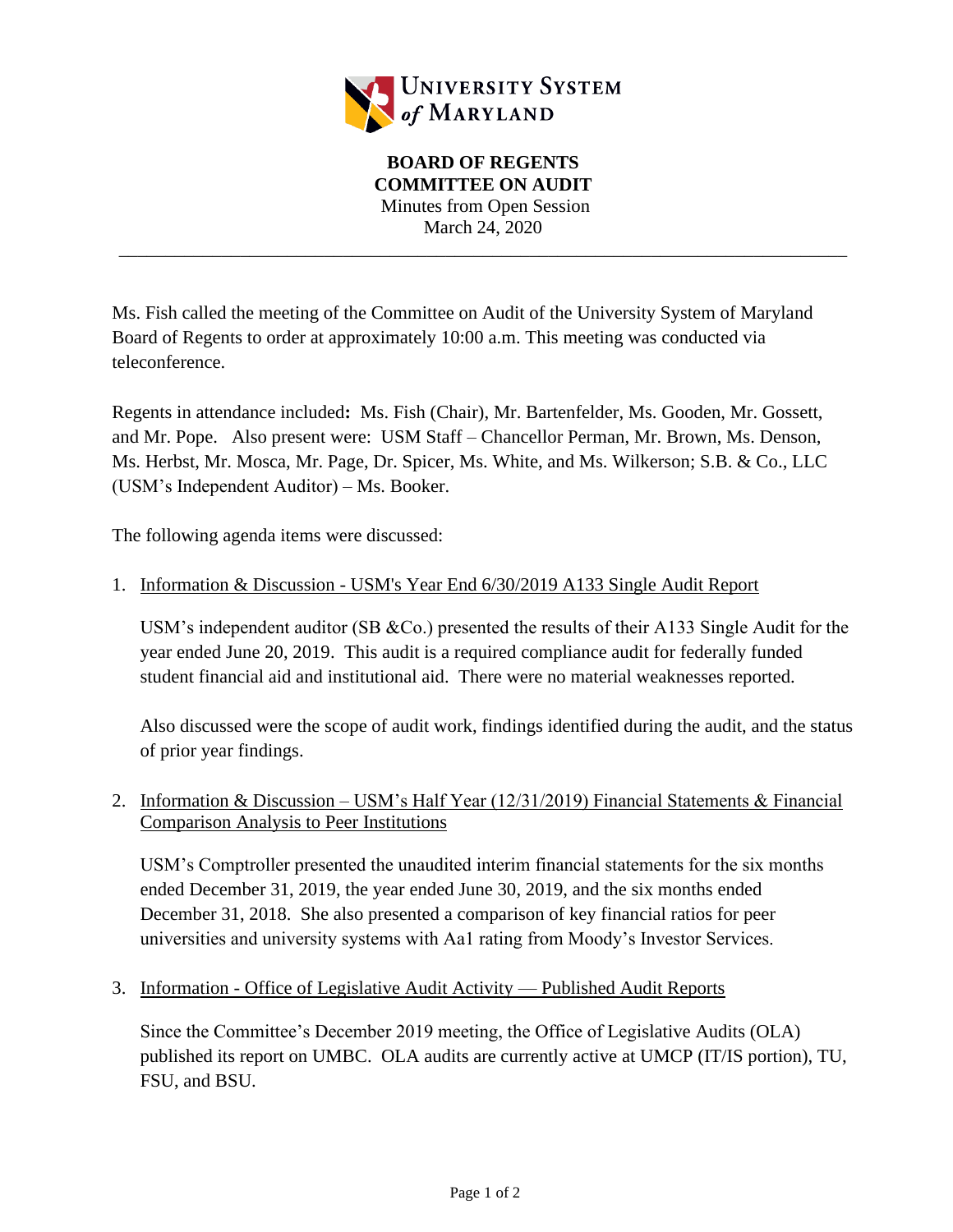**UNIVERSITY SYSTEM of MARYLAND**

**BOARD OF REGENTS**
**COMMITTEE ON AUDIT**
Minutes from Open Session
March 24, 2020

---

Ms. Fish called the meeting of the Committee on Audit of the University System of Maryland Board of Regents to order at approximately 10:00 a.m. This meeting was conducted via teleconference.

Regents in attendance included**:** Ms. Fish (Chair), Mr. Bartenfelder, Ms. Gooden, Mr. Gossett, and Mr. Pope. Also present were: USM Staff – Chancellor Perman, Mr. Brown, Ms. Denson, Ms. Herbst, Mr. Mosca, Mr. Page, Dr. Spicer, Ms. White, and Ms. Wilkerson; S.B. & Co., LLC (USM's Independent Auditor) – Ms. Booker.

The following agenda items were discussed:

1. Information & Discussion - USM's Year End 6/30/2019 A133 Single Audit Report

   USM's independent auditor (SB &Co.) presented the results of their A133 Single Audit for the year ended June 20, 2019. This audit is a required compliance audit for federally funded student financial aid and institutional aid. There were no material weaknesses reported.

   Also discussed were the scope of audit work, findings identified during the audit, and the status of prior year findings.

2. Information & Discussion – USM's Half Year (12/31/2019) Financial Statements & Financial Comparison Analysis to Peer Institutions

   USM's Comptroller presented the unaudited interim financial statements for the six months ended December 31, 2019, the year ended June 30, 2019, and the six months ended December 31, 2018. She also presented a comparison of key financial ratios for peer universities and university systems with Aa1 rating from Moody's Investor Services.

3. Information - Office of Legislative Audit Activity — Published Audit Reports

   Since the Committee's December 2019 meeting, the Office of Legislative Audits (OLA) published its report on UMBC. OLA audits are currently active at UMCP (IT/IS portion), TU, FSU, and BSU.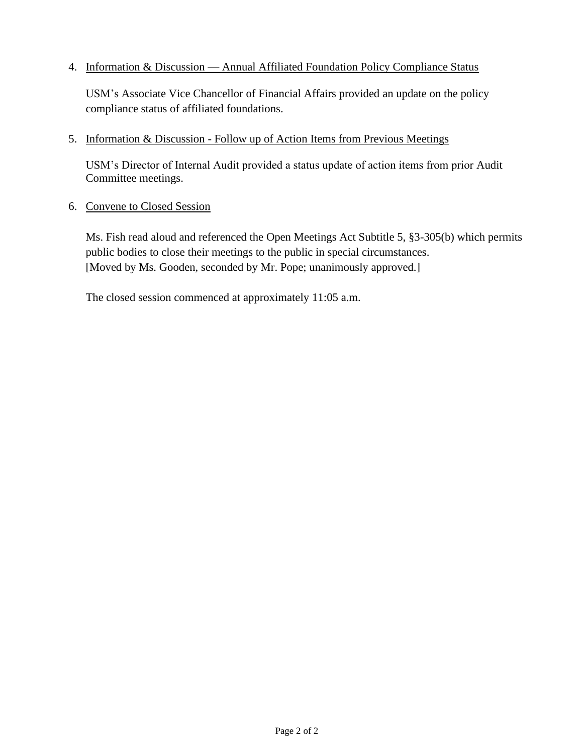4. <u>Information & Discussion — Annual Affiliated Foundation Policy Compliance Status</u>

   USM's Associate Vice Chancellor of Financial Affairs provided an update on the policy compliance status of affiliated foundations.

5. <u>Information & Discussion - Follow up of Action Items from Previous Meetings</u>

   USM's Director of Internal Audit provided a status update of action items from prior Audit Committee meetings.

6. <u>Convene to Closed Session</u>

   Ms. Fish read aloud and referenced the Open Meetings Act Subtitle 5, §3-305(b) which permits public bodies to close their meetings to the public in special circumstances.
   [Moved by Ms. Gooden, seconded by Mr. Pope; unanimously approved.]

   The closed session commenced at approximately 11:05 a.m.